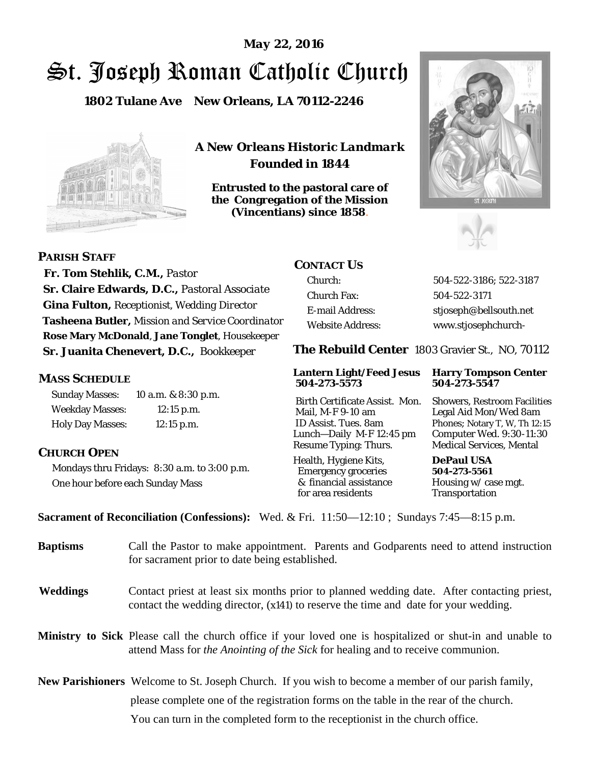May 22, 2016

# St. Joseph Roman Catholic Church

**1802 Tulane Ave New Orleans, LA 70112-2246**

***A New Orleans Historic Landmark***
***Founded in 1844***

**Entrusted to the pastoral care of the Congregation of the Mission (Vincentians) since 1858.**

## PARISH STAFF

**Fr. Tom Stehlik, C.M.,** *Pastor*
**Sr. Claire Edwards, D.C.,** *Pastoral Associate*
**Gina Fulton,** Receptionist, Wedding Director
**Tasheena Butler,** *Mission and Service Coordinator*
**Rose Mary McDonald**, **Jane Tonglet**, Housekeeper
**Sr. Juanita Chenevert, D.C.,** Bookkeeper

## MASS SCHEDULE

| | |
|---|---|
| Sunday Masses: | 10 a.m. & 8:30 p.m. |
| Weekday Masses: | 12:15 p.m. |
| Holy Day Masses: | 12:15 p.m. |

## CHURCH OPEN

Mondays thru Fridays: 8:30 a.m. to 3:00 p.m.
One hour before each Sunday Mass

## CONTACT US

| | |
|---|---|
| Church: | 504-522-3186; 522-3187 |
| Church Fax: | 504-522-3171 |
| E-mail Address: | stjoseph@bellsouth.net |
| Website Address: | www.stjosephchurch- |

## The Rebuild Center 1803 Gravier St., NO, 70112

**Lantern Light/Feed Jesus 504-273-5573**

Birth Certificate Assist. Mon.
Mail, M-F 9-10 am
ID Assist. Tues. 8am
Lunch—Daily M-F 12:45 pm
Resume Typing: Thurs.
Health, Hygiene Kits, Emergency groceries & financial assistance for area residents

**Harry Tompson Center 504-273-5547**

Showers, Restroom Facilities
Legal Aid Mon/Wed 8am
Phones; Notary T, W, Th 12:15
Computer Wed. 9:30-11:30
Medical Services, Mental

**DePaul USA 504-273-5561**

Housing w/ case mgt.
Transportation

**Sacrament of Reconciliation (Confessions):** Wed. & Fri. 11:50—12:10 ; Sundays 7:45—8:15 p.m.

**Baptisms** Call the Pastor to make appointment. Parents and Godparents need to attend instruction for sacrament prior to date being established.

**Weddings** Contact priest at least six months prior to planned wedding date. After contacting priest, contact the wedding director, (x141) to reserve the time and date for your wedding.

**Ministry to Sick** Please call the church office if your loved one is hospitalized or shut-in and unable to attend Mass for *the Anointing of the Sick* for healing and to receive communion.

**New Parishioners** Welcome to St. Joseph Church. If you wish to become a member of our parish family, please complete one of the registration forms on the table in the rear of the church. You can turn in the completed form to the receptionist in the church office.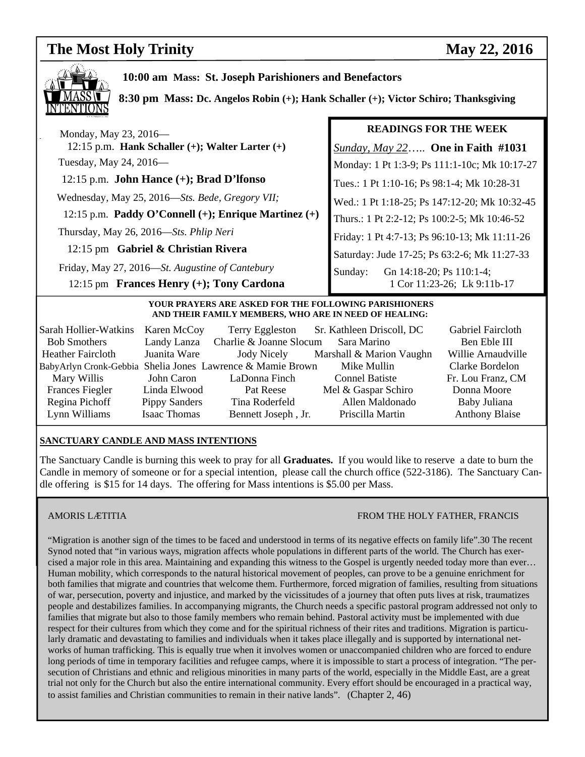# The Most Holy Trinity — May 22, 2016

**10:00 am Mass: St. Joseph Parishioners and Benefactors**

**8:30 pm Mass: Dc. Angelos Robin (+); Hank Schaller (+); Victor Schiro; Thanksgiving**

Monday, May 23, 2016—
12:15 p.m. **Hank Schaller (+); Walter Larter (+)**

Tuesday, May 24, 2016—
12:15 p.m. **John Hance (+); Brad D'lfonso**

Wednesday, May 25, 2016—*Sts. Bede, Gregory VII;*
12:15 p.m. **Paddy O'Connell (+); Enrique Martinez (+)**

Thursday, May 26, 2016—*Sts. Phlip Neri*
12:15 pm **Gabriel & Christian Rivera**

Friday, May 27, 2016—*St. Augustine of Cantebury*
12:15 pm **Frances Henry (+); Tony Cardona**

### READINGS FOR THE WEEK

*Sunday, May 22*….. **One in Faith #1031**

Monday: 1 Pt 1:3-9; Ps 111:1-10c; Mk 10:17-27

Tues.: 1 Pt 1:10-16; Ps 98:1-4; Mk 10:28-31

Wed.: 1 Pt 1:18-25; Ps 147:12-20; Mk 10:32-45

Thurs.: 1 Pt 2:2-12; Ps 100:2-5; Mk 10:46-52

Friday: 1 Pt 4:7-13; Ps 96:10-13; Mk 11:11-26

Saturday: Jude 17-25; Ps 63:2-6; Mk 11:27-33

Sunday: Gn 14:18-20; Ps 110:1-4; 1 Cor 11:23-26; Lk 9:11b-17

### YOUR PRAYERS ARE ASKED FOR THE FOLLOWING PARISHIONERS AND THEIR FAMILY MEMBERS, WHO ARE IN NEED OF HEALING:

| | | | | |
|---|---|---|---|---|
| Sarah Hollier-Watkins | Karen McCoy | Terry Eggleston | Sr. Kathleen Driscoll, DC | Gabriel Faircloth |
| Bob Smothers | Landy Lanza | Charlie & Joanne Slocum | Sara Marino | Ben Eble III |
| Heather Faircloth | Juanita Ware | Jody Nicely | Marshall & Marion Vaughn | Willie Arnaudville |
| BabyArlyn Cronk-Gebbia | Shelia Jones | Lawrence & Mamie Brown | Mike Mullin | Clarke Bordelon |
| Mary Willis | John Caron | LaDonna Finch | Connel Batiste | Fr. Lou Franz, CM |
| Frances Fiegler | Linda Elwood | Pat Reese | Mel & Gaspar Schiro | Donna Moore |
| Regina Pichoff | Pippy Sanders | Tina Roderfeld | Allen Maldonado | Baby Juliana |
| Lynn Williams | Isaac Thomas | Bennett Joseph , Jr. | Priscilla Martin | Anthony Blaise |

### SANCTUARY CANDLE AND MASS INTENTIONS

The Sanctuary Candle is burning this week to pray for all **Graduates.** If you would like to reserve a date to burn the Candle in memory of someone or for a special intention, please call the church office (522-3186). The Sanctuary Candle offering is \$15 for 14 days. The offering for Mass intentions is \$5.00 per Mass.

### AMORIS LÆTITIA — FROM THE HOLY FATHER, FRANCIS

"Migration is another sign of the times to be faced and understood in terms of its negative effects on family life".30 The recent Synod noted that "in various ways, migration affects whole populations in different parts of the world. The Church has exercised a major role in this area. Maintaining and expanding this witness to the Gospel is urgently needed today more than ever… Human mobility, which corresponds to the natural historical movement of peoples, can prove to be a genuine enrichment for both families that migrate and countries that welcome them. Furthermore, forced migration of families, resulting from situations of war, persecution, poverty and injustice, and marked by the vicissitudes of a journey that often puts lives at risk, traumatizes people and destabilizes families. In accompanying migrants, the Church needs a specific pastoral program addressed not only to families that migrate but also to those family members who remain behind. Pastoral activity must be implemented with due respect for their cultures from which they come and for the spiritual richness of their rites and traditions. Migration is particularly dramatic and devastating to families and individuals when it takes place illegally and is supported by international networks of human trafficking. This is equally true when it involves women or unaccompanied children who are forced to endure long periods of time in temporary facilities and refugee camps, where it is impossible to start a process of integration. "The persecution of Christians and ethnic and religious minorities in many parts of the world, especially in the Middle East, are a great trial not only for the Church but also the entire international community. Every effort should be encouraged in a practical way, to assist families and Christian communities to remain in their native lands". (Chapter 2, 46)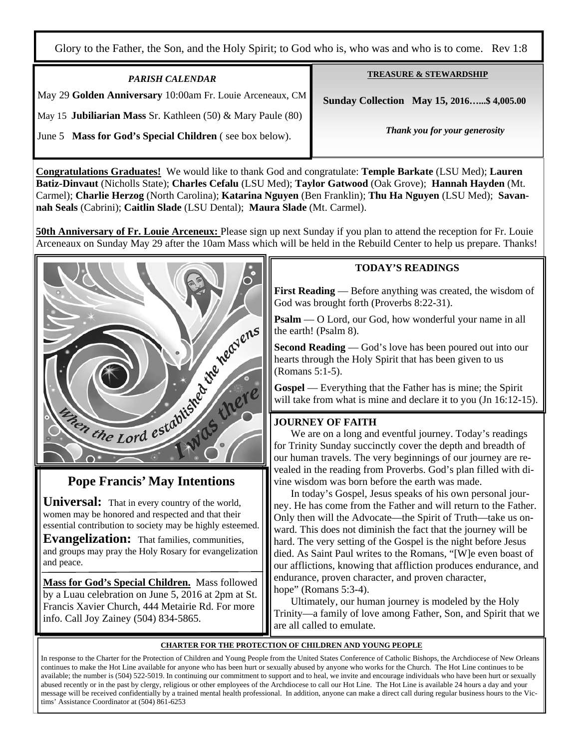Glory to the Father, the Son, and the Holy Spirit; to God who is, who was and who is to come. Rev 1:8

### *PARISH CALENDAR*

May 29 **Golden Anniversary** 10:00am Fr. Louie Arceneaux, CM

May 15 **Jubiliarian Mass** Sr. Kathleen (50) & Mary Paule (80)

June 5 **Mass for God's Special Children** ( see box below).

### TREASURE & STEWARDSHIP

**Sunday Collection May 15, 2016…...$ 4,005.00**

***Thank you for your generosity***

**Congratulations Graduates!** We would like to thank God and congratulate: **Temple Barkate** (LSU Med); **Lauren Batiz-Dinvaut** (Nicholls State); **Charles Cefalu** (LSU Med); **Taylor Gatwood** (Oak Grove); **Hannah Hayden** (Mt. Carmel); **Charlie Herzog** (North Carolina); **Katarina Nguyen** (Ben Franklin); **Thu Ha Nguyen** (LSU Med); **Savannah Seals** (Cabrini); **Caitlin Slade** (LSU Dental); **Maura Slade** (Mt. Carmel).

**50th Anniversary of Fr. Louie Arceneux:** Please sign up next Sunday if you plan to attend the reception for Fr. Louie Arceneaux on Sunday May 29 after the 10am Mass which will be held in the Rebuild Center to help us prepare. Thanks!

When the Lord established the heavens I was there

## Pope Francis' May Intentions

**Universal:** That in every country of the world, women may be honored and respected and that their essential contribution to society may be highly esteemed.

**Evangelization:** That families, communities, and groups may pray the Holy Rosary for evangelization and peace.

**Mass for God's Special Children.** Mass followed by a Luau celebration on June 5, 2016 at 2pm at St. Francis Xavier Church, 444 Metairie Rd. For more info. Call Joy Zainey (504) 834-5865.

### TODAY'S READINGS

**First Reading** — Before anything was created, the wisdom of God was brought forth (Proverbs 8:22-31).

**Psalm** — O Lord, our God, how wonderful your name in all the earth! (Psalm 8).

**Second Reading** — God's love has been poured out into our hearts through the Holy Spirit that has been given to us (Romans 5:1-5).

**Gospel** — Everything that the Father has is mine; the Spirit will take from what is mine and declare it to you (Jn 16:12-15).

### JOURNEY OF FAITH

We are on a long and eventful journey. Today's readings for Trinity Sunday succinctly cover the depth and breadth of our human travels. The very beginnings of our journey are revealed in the reading from Proverbs. God's plan filled with divine wisdom was born before the earth was made.

In today's Gospel, Jesus speaks of his own personal journey. He has come from the Father and will return to the Father. Only then will the Advocate—the Spirit of Truth—take us onward. This does not diminish the fact that the journey will be hard. The very setting of the Gospel is the night before Jesus died. As Saint Paul writes to the Romans, "[W]e even boast of our afflictions, knowing that affliction produces endurance, and endurance, proven character, and proven character, hope" (Romans 5:3-4).

Ultimately, our human journey is modeled by the Holy Trinity—a family of love among Father, Son, and Spirit that we are all called to emulate.

### CHARTER FOR THE PROTECTION OF CHILDREN AND YOUNG PEOPLE

In response to the Charter for the Protection of Children and Young People from the United States Conference of Catholic Bishops, the Archdiocese of New Orleans continues to make the Hot Line available for anyone who has been hurt or sexually abused by anyone who works for the Church. The Hot Line continues to be available; the number is (504) 522-5019. In continuing our commitment to support and to heal, we invite and encourage individuals who have been hurt or sexually abused recently or in the past by clergy, religious or other employees of the Archdiocese to call our Hot Line. The Hot Line is available 24 hours a day and your message will be received confidentially by a trained mental health professional. In addition, anyone can make a direct call during regular business hours to the Victims' Assistance Coordinator at (504) 861-6253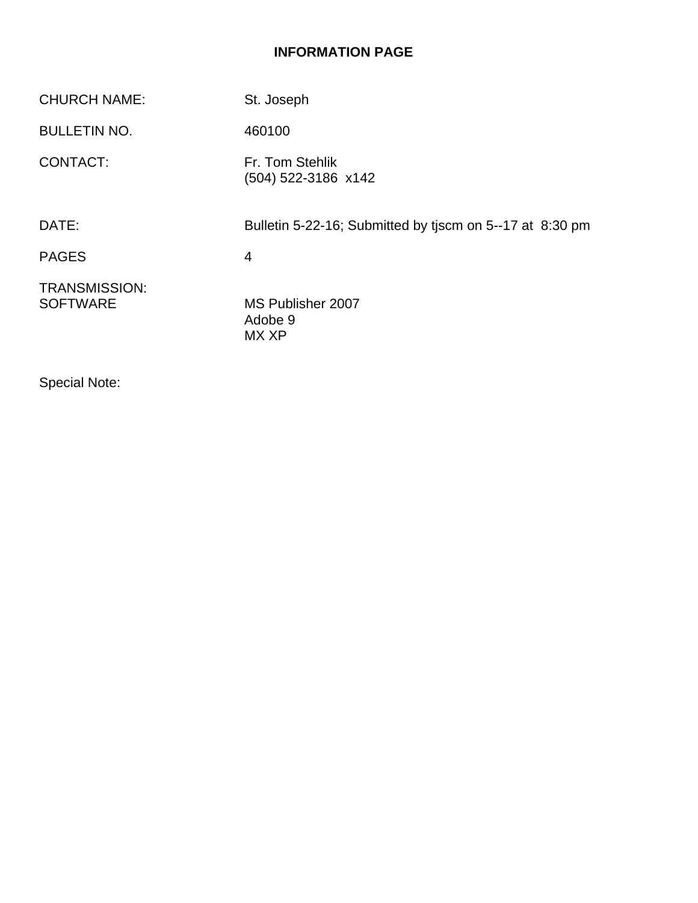# INFORMATION PAGE

| | |
|---|---|
| CHURCH NAME: | St. Joseph |
| BULLETIN NO. | 460100 |
| CONTACT: | Fr. Tom Stehlik<br>(504) 522-3186 x142 |
| DATE: | Bulletin 5-22-16; Submitted by tjscm on 5--17 at 8:30 pm |
| PAGES | 4 |
| TRANSMISSION:<br>SOFTWARE | MS Publisher 2007<br>Adobe 9<br>MX XP |

Special Note: